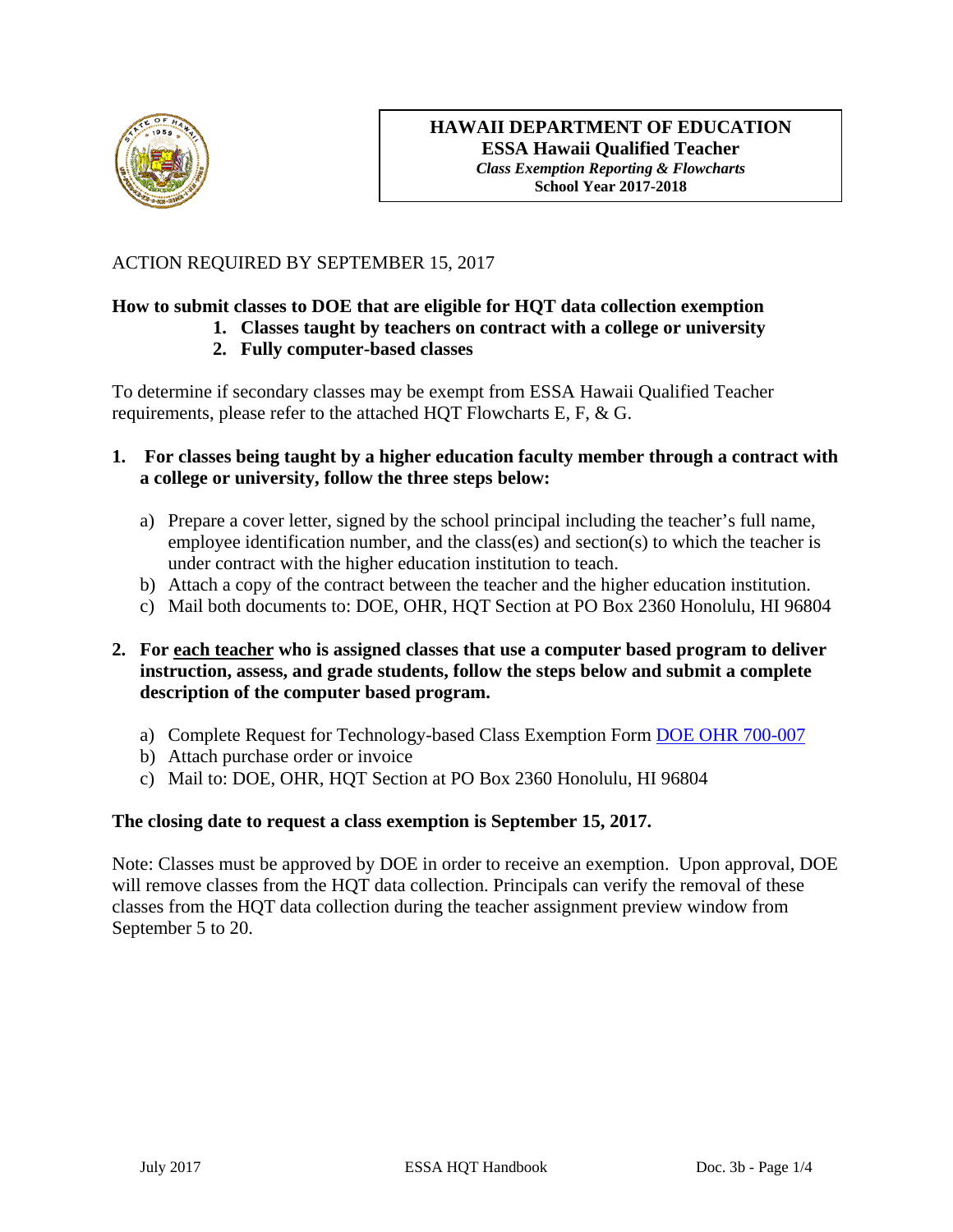**HAWAII DEPARTMENT OF EDUCATION**
**ESSA Hawaii Qualified Teacher**
***Class Exemption Reporting & Flowcharts***
**School Year 2017-2018**

ACTION REQUIRED BY SEPTEMBER 15, 2017

**How to submit classes to DOE that are eligible for HQT data collection exemption**

1. **Classes taught by teachers on contract with a college or university**
2. **Fully computer-based classes**

To determine if secondary classes may be exempt from ESSA Hawaii Qualified Teacher requirements, please refer to the attached HQT Flowcharts E, F, & G.

**1. For classes being taught by a higher education faculty member through a contract with a college or university, follow the three steps below:**

a) Prepare a cover letter, signed by the school principal including the teacher's full name, employee identification number, and the class(es) and section(s) to which the teacher is under contract with the higher education institution to teach.
b) Attach a copy of the contract between the teacher and the higher education institution.
c) Mail both documents to: DOE, OHR, HQT Section at PO Box 2360 Honolulu, HI 96804

**2. For each teacher who is assigned classes that use a computer based program to deliver instruction, assess, and grade students, follow the steps below and submit a complete description of the computer based program.**

a) Complete Request for Technology-based Class Exemption Form DOE OHR 700-007
b) Attach purchase order or invoice
c) Mail to: DOE, OHR, HQT Section at PO Box 2360 Honolulu, HI 96804

**The closing date to request a class exemption is September 15, 2017.**

Note: Classes must be approved by DOE in order to receive an exemption. Upon approval, DOE will remove classes from the HQT data collection. Principals can verify the removal of these classes from the HQT data collection during the teacher assignment preview window from September 5 to 20.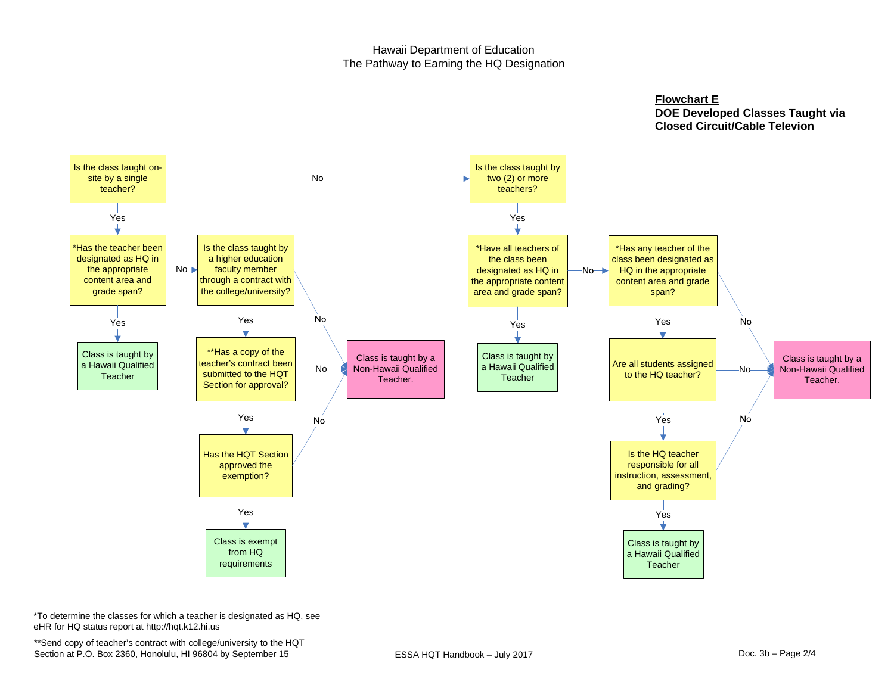Hawaii Department of Education
The Pathway to Earning the HQ Designation

**Flowchart E**
**DOE Developed Classes Taught via Closed Circuit/Cable Televion**

Is the class taught on-site by a single teacher?
- Yes → *Has the teacher been designated as HQ in the appropriate content area and grade span?
  - Yes → Class is taught by a Hawaii Qualified Teacher
  - No → Is the class taught by a higher education faculty member through a contract with the college/university?
    - No → Class is taught by a Non-Hawaii Qualified Teacher.
    - Yes → **Has a copy of the teacher's contract been submitted to the HQT Section for approval?
      - No → Class is taught by a Non-Hawaii Qualified Teacher.
      - Yes → Has the HQT Section approved the exemption?
        - No → Class is taught by a Non-Hawaii Qualified Teacher.
        - Yes → Class is exempt from HQ requirements
- No → Is the class taught by two (2) or more teachers?
  - Yes → *Have all teachers of the class been designated as HQ in the appropriate content area and grade span?
    - Yes → Class is taught by a Hawaii Qualified Teacher
    - No → *Has any teacher of the class been designated as HQ in the appropriate content area and grade span?
      - No → Class is taught by a Non-Hawaii Qualified Teacher.
      - Yes → Are all students assigned to the HQ teacher?
        - No → Class is taught by a Non-Hawaii Qualified Teacher.
        - Yes → Is the HQ teacher responsible for all instruction, assessment, and grading?
          - No → Class is taught by a Non-Hawaii Qualified Teacher.
          - Yes → Class is taught by a Hawaii Qualified Teacher

*To determine the classes for which a teacher is designated as HQ, see eHR for HQ status report at http://hqt.k12.hi.us

**Send copy of teacher's contract with college/university to the HQT Section at P.O. Box 2360, Honolulu, HI 96804 by September 15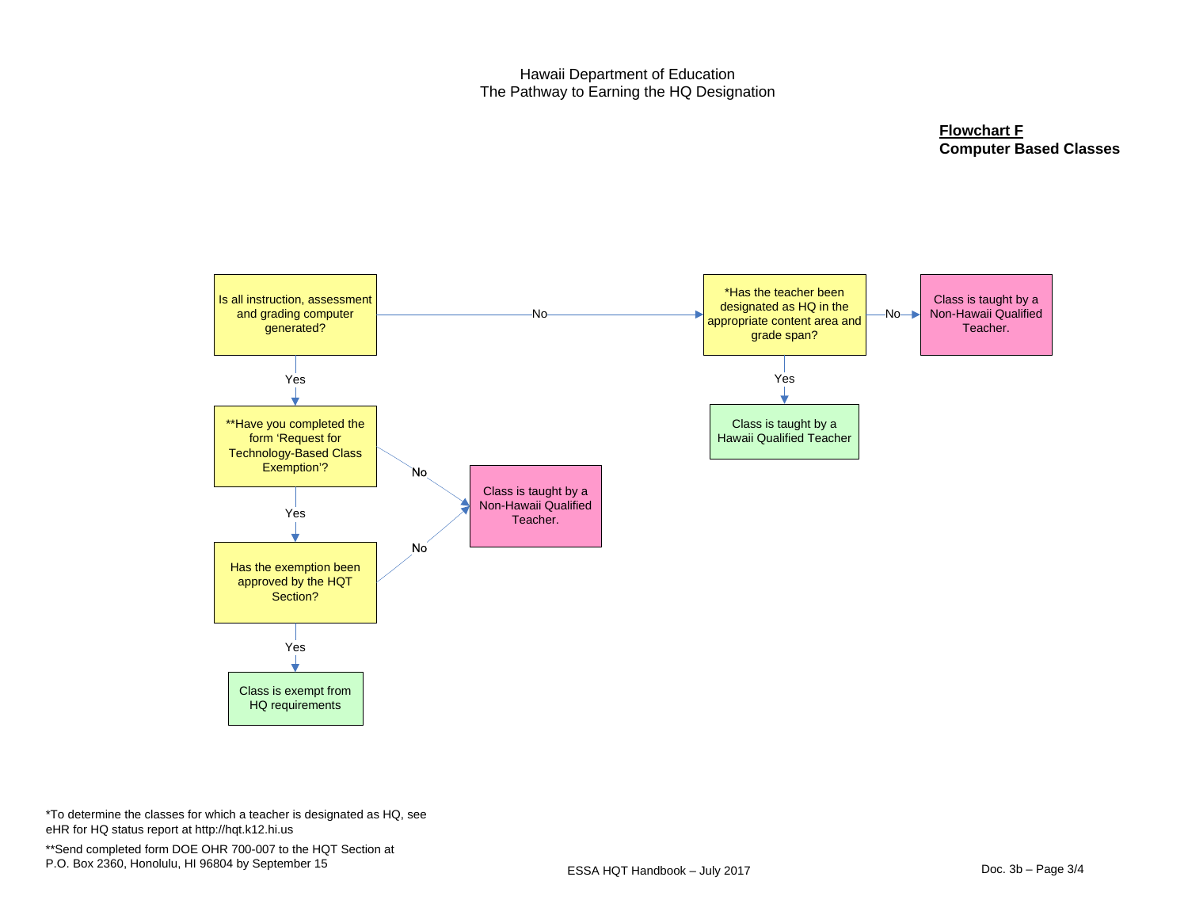Hawaii Department of Education
The Pathway to Earning the HQ Designation

**Flowchart F**
**Computer Based Classes**

Is all instruction, assessment and grading computer generated?

- Yes → **Have you completed the form 'Request for Technology-Based Class Exemption'?
  - Yes → Has the exemption been approved by the HQT Section?
    - Yes → Class is exempt from HQ requirements
    - No → Class is taught by a Non-Hawaii Qualified Teacher.
  - No → Class is taught by a Non-Hawaii Qualified Teacher.
- No → *Has the teacher been designated as HQ in the appropriate content area and grade span?
  - Yes → Class is taught by a Hawaii Qualified Teacher
  - No → Class is taught by a Non-Hawaii Qualified Teacher.

*To determine the classes for which a teacher is designated as HQ, see eHR for HQ status report at http://hqt.k12.hi.us

**Send completed form DOE OHR 700-007 to the HQT Section at P.O. Box 2360, Honolulu, HI 96804 by September 15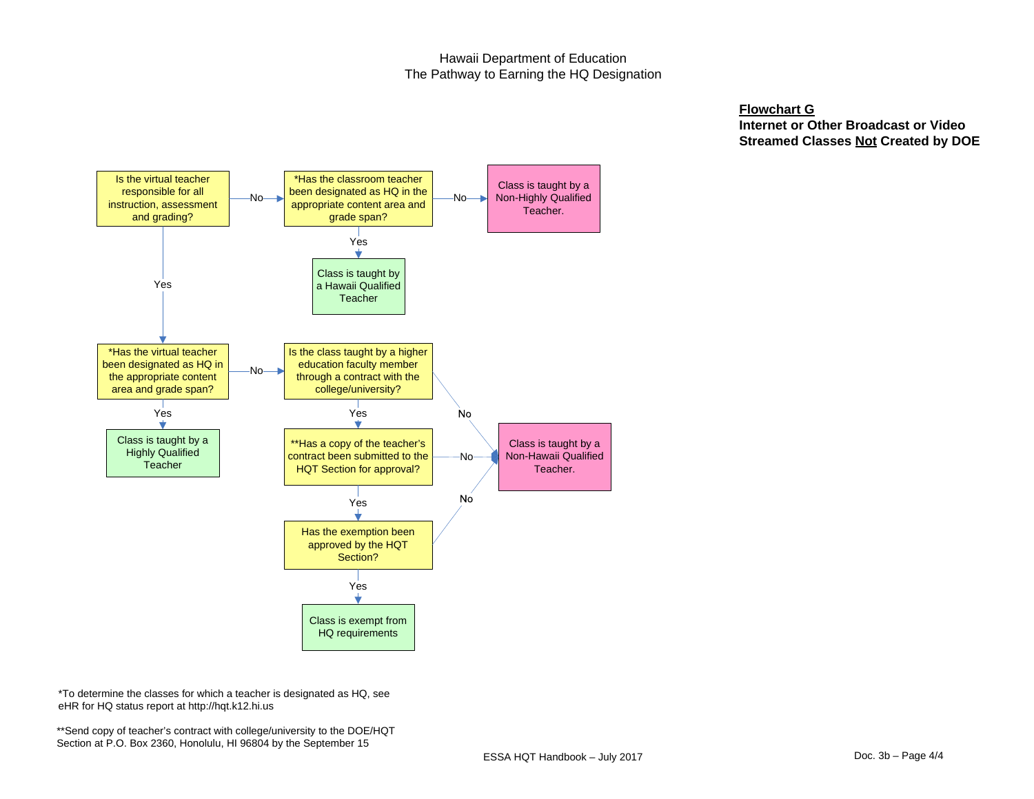Hawaii Department of Education
The Pathway to Earning the HQ Designation

**Flowchart G**
**Internet or Other Broadcast or Video Streamed Classes Not Created by DOE**

Is the virtual teacher responsible for all instruction, assessment and grading?

No

*Has the classroom teacher been designated as HQ in the appropriate content area and grade span?

No

Class is taught by a Non-Highly Qualified Teacher.

Yes

Class is taught by a Hawaii Qualified Teacher

Yes

*Has the virtual teacher been designated as HQ in the appropriate content area and grade span?

No

Is the class taught by a higher education faculty member through a contract with the college/university?

Yes

Class is taught by a Highly Qualified Teacher

Yes

**Has a copy of the teacher's contract been submitted to the HQT Section for approval?

No

No

No

Class is taught by a Non-Hawaii Qualified Teacher.

Yes

Has the exemption been approved by the HQT Section?

Yes

Class is exempt from HQ requirements

*To determine the classes for which a teacher is designated as HQ, see eHR for HQ status report at http://hqt.k12.hi.us

**Send copy of teacher's contract with college/university to the DOE/HQT Section at P.O. Box 2360, Honolulu, HI 96804 by the September 15

ESSA HQT Handbook – July 2017

Doc. 3b – Page 4/4